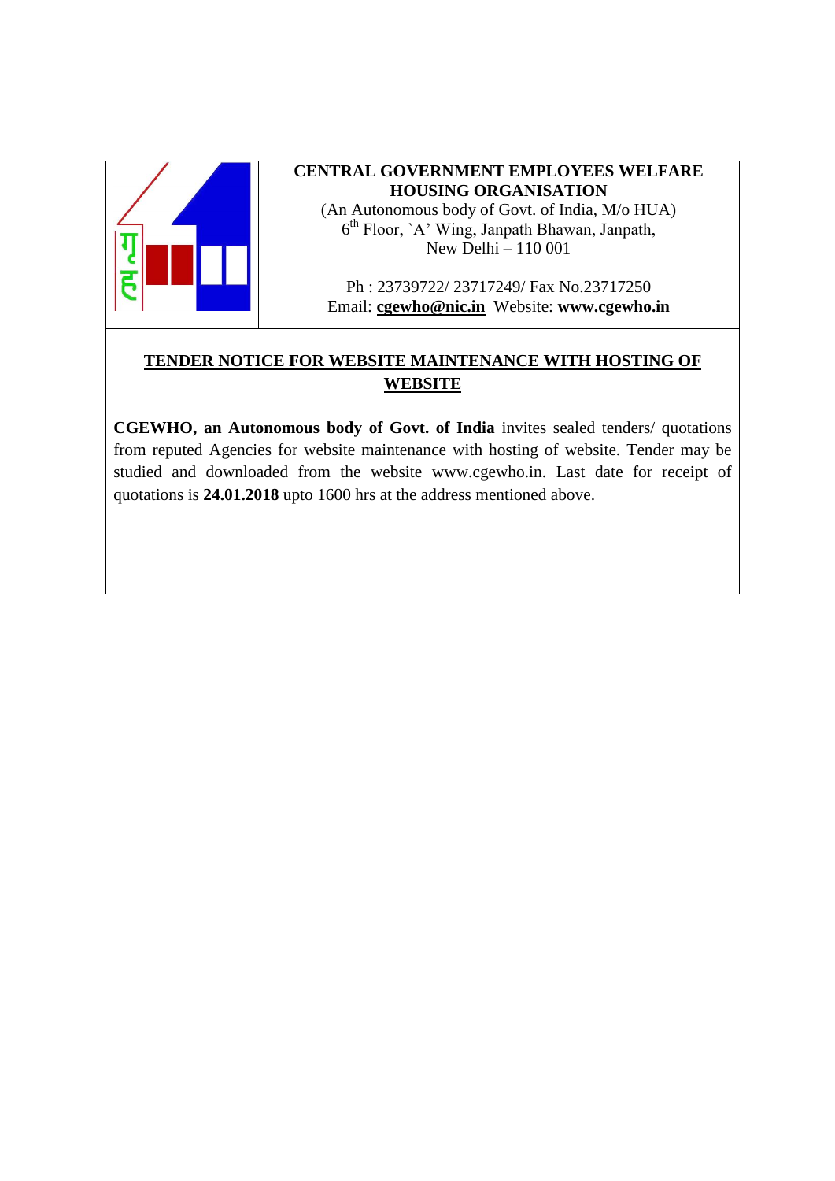**CENTRAL GOVERNMENT EMPLOYEES WELFARE HOUSING ORGANISATION**

(An Autonomous body of Govt. of India, M/o HUA)
6th Floor, `A' Wing, Janpath Bhawan, Janpath,
New Delhi – 110 001

Ph : 23739722/ 23717249/ Fax No.23717250
Email: **cgewho@nic.in** Website: **www.cgewho.in**

## TENDER NOTICE FOR WEBSITE MAINTENANCE WITH HOSTING OF WEBSITE

**CGEWHO, an Autonomous body of Govt. of India** invites sealed tenders/ quotations from reputed Agencies for website maintenance with hosting of website. Tender may be studied and downloaded from the website www.cgewho.in. Last date for receipt of quotations is **24.01.2018** upto 1600 hrs at the address mentioned above.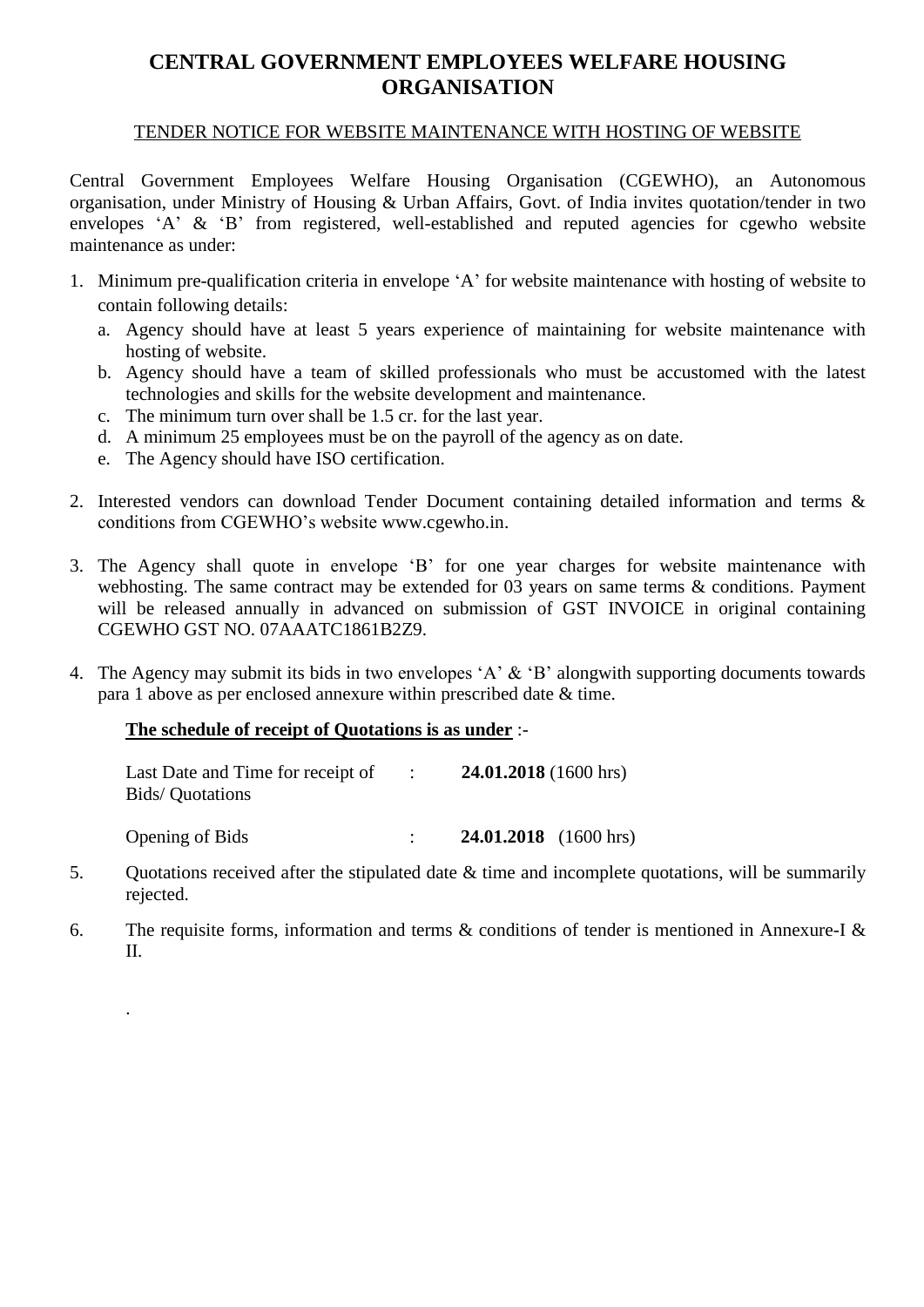# CENTRAL GOVERNMENT EMPLOYEES WELFARE HOUSING ORGANISATION

TENDER NOTICE FOR WEBSITE MAINTENANCE WITH HOSTING OF WEBSITE

Central Government Employees Welfare Housing Organisation (CGEWHO), an Autonomous organisation, under Ministry of Housing & Urban Affairs, Govt. of India invites quotation/tender in two envelopes 'A' & 'B' from registered, well-established and reputed agencies for cgewho website maintenance as under:

1. Minimum pre-qualification criteria in envelope 'A' for website maintenance with hosting of website to contain following details:
   a. Agency should have at least 5 years experience of maintaining for website maintenance with hosting of website.
   b. Agency should have a team of skilled professionals who must be accustomed with the latest technologies and skills for the website development and maintenance.
   c. The minimum turn over shall be 1.5 cr. for the last year.
   d. A minimum 25 employees must be on the payroll of the agency as on date.
   e. The Agency should have ISO certification.

2. Interested vendors can download Tender Document containing detailed information and terms & conditions from CGEWHO's website www.cgewho.in.

3. The Agency shall quote in envelope 'B' for one year charges for website maintenance with webhosting. The same contract may be extended for 03 years on same terms & conditions. Payment will be released annually in advanced on submission of GST INVOICE in original containing CGEWHO GST NO. 07AAATC1861B2Z9.

4. The Agency may submit its bids in two envelopes 'A' & 'B' alongwith supporting documents towards para 1 above as per enclosed annexure within prescribed date & time.

   **The schedule of receipt of Quotations is as under** :-

   | | | |
   |---|---|---|
   | Last Date and Time for receipt of Bids/ Quotations | : | **24.01.2018** (1600 hrs) |
   | Opening of Bids | : | **24.01.2018** (1600 hrs) |

5. Quotations received after the stipulated date & time and incomplete quotations, will be summarily rejected.

6. The requisite forms, information and terms & conditions of tender is mentioned in Annexure-I & II.

.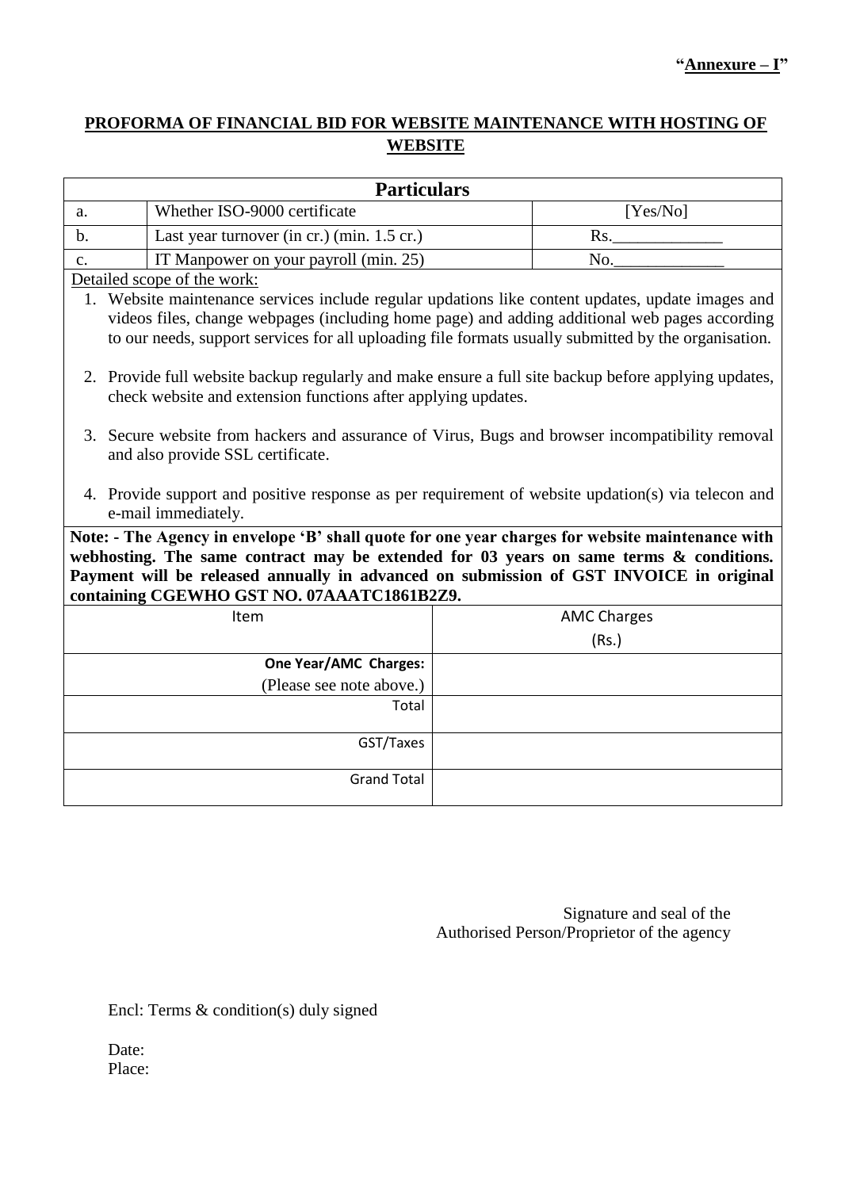**“Annexure – I”**

## PROFORMA OF FINANCIAL BID FOR WEBSITE MAINTENANCE WITH HOSTING OF WEBSITE

| **Particulars** | | |
|---|---|---|
| a. | Whether ISO-9000 certificate | [Yes/No] |
| b. | Last year turnover (in cr.) (min. 1.5 cr.) | Rs._____________ |
| c. | IT Manpower on your payroll (min. 25) | No._____________ |

Detailed scope of the work:

1. Website maintenance services include regular updations like content updates, update images and videos files, change webpages (including home page) and adding additional web pages according to our needs, support services for all uploading file formats usually submitted by the organisation.

2. Provide full website backup regularly and make ensure a full site backup before applying updates, check website and extension functions after applying updates.

3. Secure website from hackers and assurance of Virus, Bugs and browser incompatibility removal and also provide SSL certificate.

4. Provide support and positive response as per requirement of website updation(s) via telecon and e-mail immediately.

**Note: - The Agency in envelope ‘B’ shall quote for one year charges for website maintenance with webhosting. The same contract may be extended for 03 years on same terms & conditions. Payment will be released annually in advanced on submission of GST INVOICE in original containing CGEWHO GST NO. 07AAATC1861B2Z9.**

| Item | AMC Charges (Rs.) |
|---|---|
| **One Year/AMC Charges:** (Please see note above.) | |
| Total | |
| GST/Taxes | |
| Grand Total | |

Signature and seal of the
Authorised Person/Proprietor of the agency

Encl: Terms & condition(s) duly signed

Date:
Place: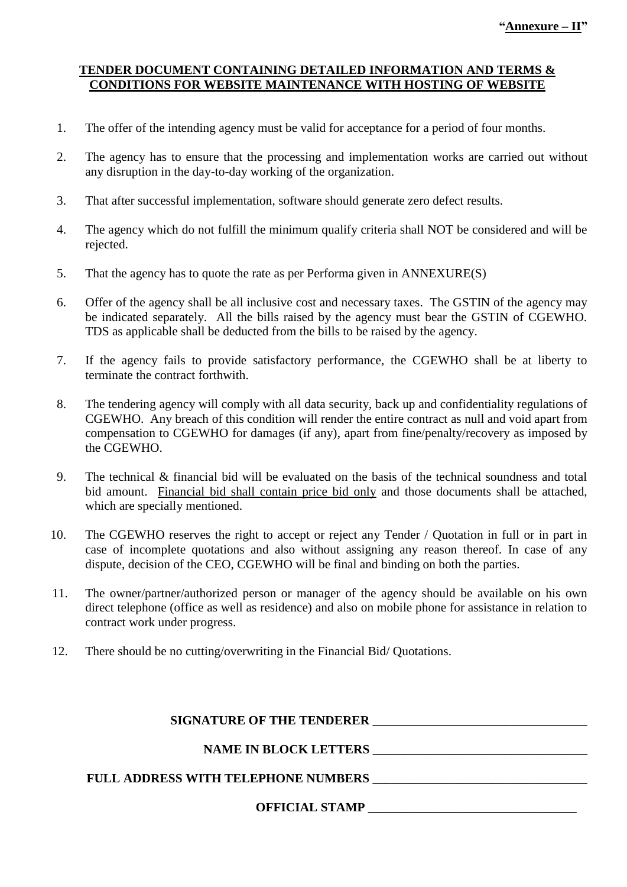**"Annexure – II"**

**TENDER DOCUMENT CONTAINING DETAILED INFORMATION AND TERMS & CONDITIONS FOR WEBSITE MAINTENANCE WITH HOSTING OF WEBSITE**

1. The offer of the intending agency must be valid for acceptance for a period of four months.

2. The agency has to ensure that the processing and implementation works are carried out without any disruption in the day-to-day working of the organization.

3. That after successful implementation, software should generate zero defect results.

4. The agency which do not fulfill the minimum qualify criteria shall NOT be considered and will be rejected.

5. That the agency has to quote the rate as per Performa given in ANNEXURE(S)

6. Offer of the agency shall be all inclusive cost and necessary taxes. The GSTIN of the agency may be indicated separately. All the bills raised by the agency must bear the GSTIN of CGEWHO. TDS as applicable shall be deducted from the bills to be raised by the agency.

7. If the agency fails to provide satisfactory performance, the CGEWHO shall be at liberty to terminate the contract forthwith.

8. The tendering agency will comply with all data security, back up and confidentiality regulations of CGEWHO. Any breach of this condition will render the entire contract as null and void apart from compensation to CGEWHO for damages (if any), apart from fine/penalty/recovery as imposed by the CGEWHO.

9. The technical & financial bid will be evaluated on the basis of the technical soundness and total bid amount. Financial bid shall contain price bid only and those documents shall be attached, which are specially mentioned.

10. The CGEWHO reserves the right to accept or reject any Tender / Quotation in full or in part in case of incomplete quotations and also without assigning any reason thereof. In case of any dispute, decision of the CEO, CGEWHO will be final and binding on both the parties.

11. The owner/partner/authorized person or manager of the agency should be available on his own direct telephone (office as well as residence) and also on mobile phone for assistance in relation to contract work under progress.

12. There should be no cutting/overwriting in the Financial Bid/ Quotations.

**SIGNATURE OF THE TENDERER** ___________________________________

**NAME IN BLOCK LETTERS** ___________________________________

**FULL ADDRESS WITH TELEPHONE NUMBERS** ___________________________________

**OFFICIAL STAMP** _________________________________